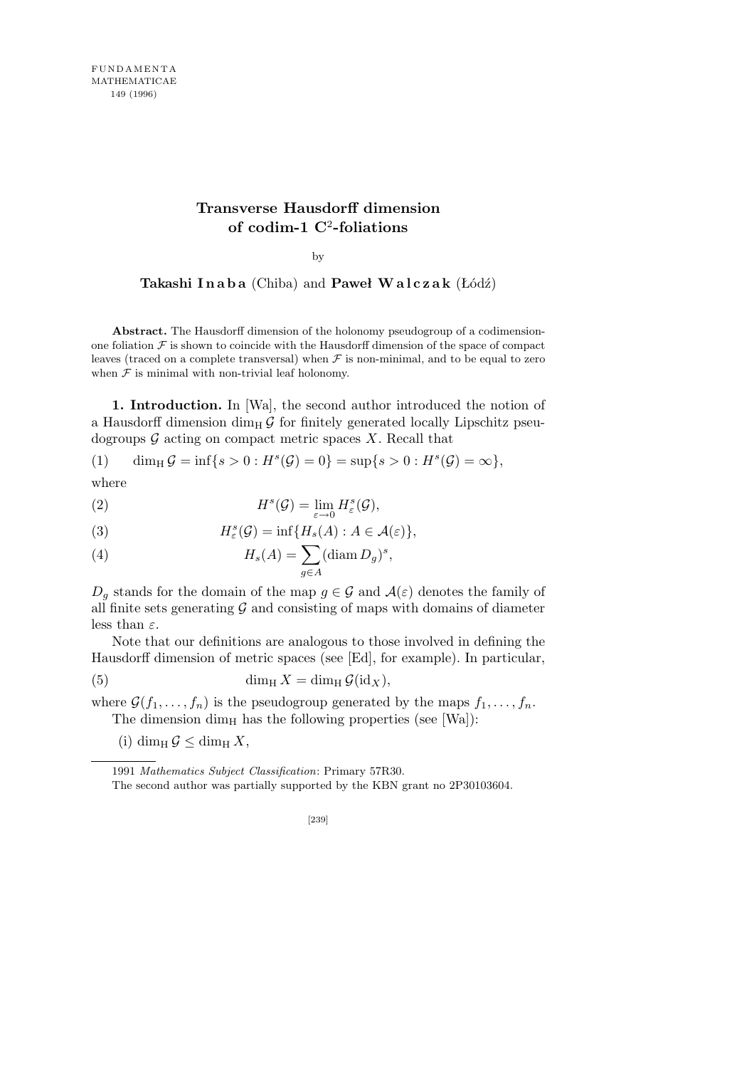# Transverse Hausdorff dimension of codim-1 $C^2$-foliations

by

**Takashi Inaba** (Chiba) and **Paweł Walczak** (Łódź)

**Abstract.** The Hausdorff dimension of the holonomy pseudogroup of a codimension-one foliation $\mathcal{F}$ is shown to coincide with the Hausdorff dimension of the space of compact leaves (traced on a complete transversal) when $\mathcal{F}$ is non-minimal, and to be equal to zero when $\mathcal{F}$ is minimal with non-trivial leaf holonomy.

**1. Introduction.** In [Wa], the second author introduced the notion of a Hausdorff dimension $\dim_{\mathrm{H}} \mathcal{G}$ for finitely generated locally Lipschitz pseudogroups $\mathcal{G}$ acting on compact metric spaces $X$. Recall that

$$\dim_{\mathrm{H}} \mathcal{G} = \inf\{s > 0 : H^s(\mathcal{G}) = 0\} = \sup\{s > 0 : H^s(\mathcal{G}) = \infty\}, \tag{1}$$

where

$$H^s(\mathcal{G}) = \lim_{\varepsilon \to 0} H^s_\varepsilon(\mathcal{G}), \tag{2}$$

$$H^s_\varepsilon(\mathcal{G}) = \inf\{H_s(A) : A \in \mathcal{A}(\varepsilon)\}, \tag{3}$$

$$H_s(A) = \sum_{g \in A} (\operatorname{diam} D_g)^s, \tag{4}$$

$D_g$ stands for the domain of the map $g \in \mathcal{G}$ and $\mathcal{A}(\varepsilon)$ denotes the family of all finite sets generating $\mathcal{G}$ and consisting of maps with domains of diameter less than $\varepsilon$.

Note that our definitions are analogous to those involved in defining the Hausdorff dimension of metric spaces (see [Ed], for example). In particular,

$$\dim_{\mathrm{H}} X = \dim_{\mathrm{H}} \mathcal{G}(\mathrm{id}_X), \tag{5}$$

where $\mathcal{G}(f_1, \ldots, f_n)$ is the pseudogroup generated by the maps $f_1, \ldots, f_n$.

The dimension $\dim_{\mathrm{H}}$ has the following properties (see [Wa]):

(i) $\dim_{\mathrm{H}} \mathcal{G} \leq \dim_{\mathrm{H}} X$,

---

1991 *Mathematics Subject Classification*: Primary 57R30.

The second author was partially supported by the KBN grant no 2P30103604.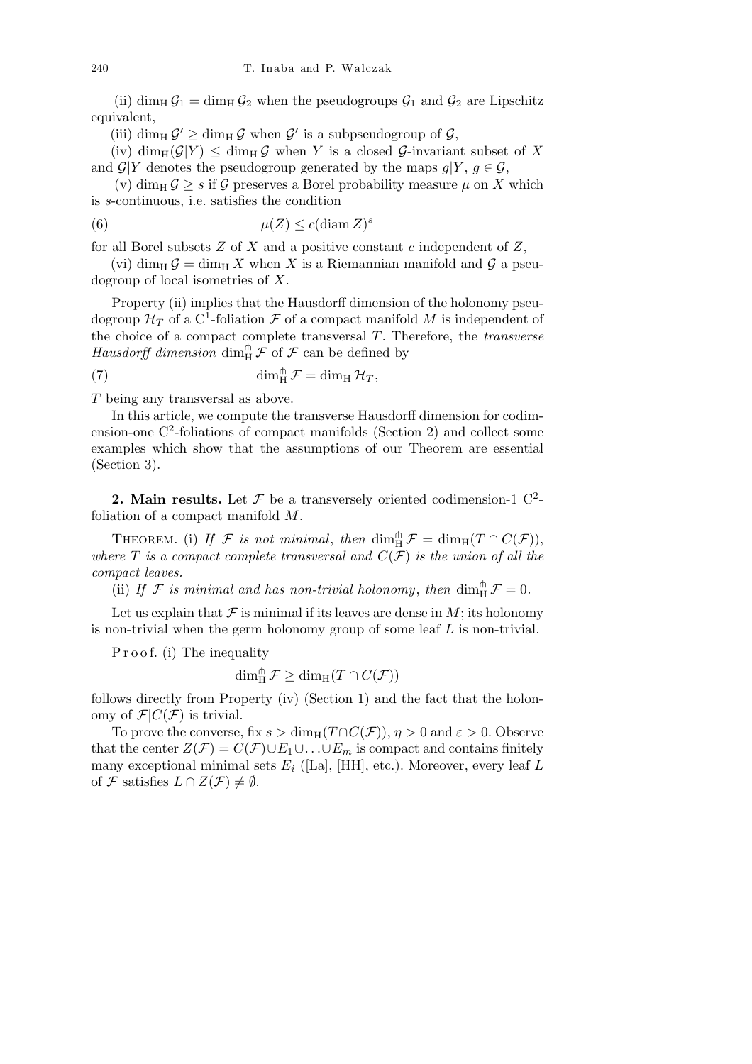(ii) $\dim_{\mathrm{H}} \mathcal{G}_1 = \dim_{\mathrm{H}} \mathcal{G}_2$ when the pseudogroups $\mathcal{G}_1$ and $\mathcal{G}_2$ are Lipschitz equivalent,

(iii) $\dim_{\mathrm{H}} \mathcal{G}' \geq \dim_{\mathrm{H}} \mathcal{G}$ when $\mathcal{G}'$ is a subpseudogroup of $\mathcal{G}$,

(iv) $\dim_{\mathrm{H}}(\mathcal{G}|Y) \leq \dim_{\mathrm{H}} \mathcal{G}$ when $Y$ is a closed $\mathcal{G}$-invariant subset of $X$ and $\mathcal{G}|Y$ denotes the pseudogroup generated by the maps $g|Y$, $g \in \mathcal{G}$,

(v) $\dim_{\mathrm{H}} \mathcal{G} \geq s$ if $\mathcal{G}$ preserves a Borel probability measure $\mu$ on $X$ which is $s$-continuous, i.e. satisfies the condition

$$\mu(Z) \leq c(\operatorname{diam} Z)^s \tag{6}$$

for all Borel subsets $Z$ of $X$ and a positive constant $c$ independent of $Z$,

(vi) $\dim_{\mathrm{H}} \mathcal{G} = \dim_{\mathrm{H}} X$ when $X$ is a Riemannian manifold and $\mathcal{G}$ a pseudogroup of local isometries of $X$.

Property (ii) implies that the Hausdorff dimension of the holonomy pseudogroup $\mathcal{H}_T$ of a $\mathrm{C}^1$-foliation $\mathcal{F}$ of a compact manifold $M$ is independent of the choice of a compact complete transversal $T$. Therefore, the *transverse Hausdorff dimension* $\dim_{\mathrm{H}}^{\pitchfork} \mathcal{F}$ of $\mathcal{F}$ can be defined by

$$\dim_{\mathrm{H}}^{\pitchfork} \mathcal{F} = \dim_{\mathrm{H}} \mathcal{H}_T, \tag{7}$$

$T$ being any transversal as above.

In this article, we compute the transverse Hausdorff dimension for codimension-one $\mathrm{C}^2$-foliations of compact manifolds (Section 2) and collect some examples which show that the assumptions of our Theorem are essential (Section 3).

**2. Main results.** Let $\mathcal{F}$ be a transversely oriented codimension-1 $\mathrm{C}^2$-foliation of a compact manifold $M$.

THEOREM. (i) *If $\mathcal{F}$ is not minimal, then* $\dim_{\mathrm{H}}^{\pitchfork} \mathcal{F} = \dim_{\mathrm{H}}(T \cap C(\mathcal{F}))$, *where $T$ is a compact complete transversal and $C(\mathcal{F})$ is the union of all the compact leaves.*

(ii) *If $\mathcal{F}$ is minimal and has non-trivial holonomy, then* $\dim_{\mathrm{H}}^{\pitchfork} \mathcal{F} = 0$.

Let us explain that $\mathcal{F}$ is minimal if its leaves are dense in $M$; its holonomy is non-trivial when the germ holonomy group of some leaf $L$ is non-trivial.

Proof. (i) The inequality

$$\dim_{\mathrm{H}}^{\pitchfork} \mathcal{F} \geq \dim_{\mathrm{H}}(T \cap C(\mathcal{F}))$$

follows directly from Property (iv) (Section 1) and the fact that the holonomy of $\mathcal{F}|C(\mathcal{F})$ is trivial.

To prove the converse, fix $s > \dim_{\mathrm{H}}(T \cap C(\mathcal{F}))$, $\eta > 0$ and $\varepsilon > 0$. Observe that the center $Z(\mathcal{F}) = C(\mathcal{F}) \cup E_1 \cup \ldots \cup E_m$ is compact and contains finitely many exceptional minimal sets $E_i$ ([La], [HH], etc.). Moreover, every leaf $L$ of $\mathcal{F}$ satisfies $\overline{L} \cap Z(\mathcal{F}) \neq \emptyset$.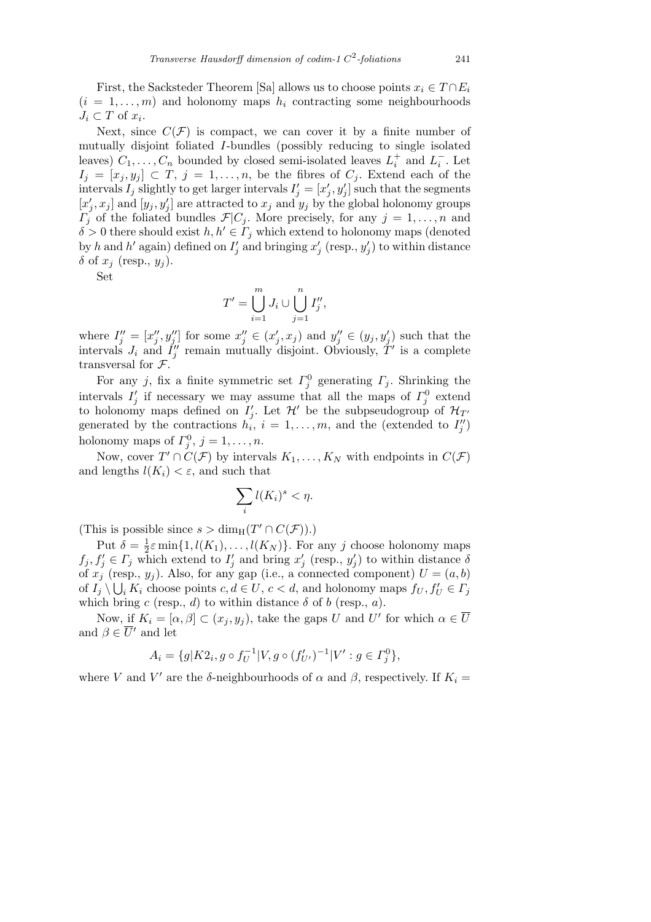First, the Sacksteder Theorem [Sa] allows us to choose points $x_i \in T \cap E_i$ $(i = 1, \ldots, m)$ and holonomy maps $h_i$ contracting some neighbourhoods $J_i \subset T$ of $x_i$.

Next, since $C(\mathcal{F})$ is compact, we can cover it by a finite number of mutually disjoint foliated $I$-bundles (possibly reducing to single isolated leaves) $C_1, \ldots, C_n$ bounded by closed semi-isolated leaves $L_i^+$ and $L_i^-$. Let $I_j = [x_j, y_j] \subset T$, $j = 1, \ldots, n$, be the fibres of $C_j$. Extend each of the intervals $I_j$ slightly to get larger intervals $I'_j = [x'_j, y'_j]$ such that the segments $[x'_j, x_j]$ and $[y_j, y'_j]$ are attracted to $x_j$ and $y_j$ by the global holonomy groups $\Gamma_j$ of the foliated bundles $\mathcal{F}|C_j$. More precisely, for any $j = 1, \ldots, n$ and $\delta > 0$ there should exist $h, h' \in \Gamma_j$ which extend to holonomy maps (denoted by $h$ and $h'$ again) defined on $I'_j$ and bringing $x'_j$ (resp., $y'_j$) to within distance $\delta$ of $x_j$ (resp., $y_j$).

Set

$$T' = \bigcup_{i=1}^{m} J_i \cup \bigcup_{j=1}^{n} I''_j,$$

where $I''_j = [x''_j, y''_j]$ for some $x''_j \in (x'_j, x_j)$ and $y''_j \in (y_j, y'_j)$ such that the intervals $J_i$ and $I''_j$ remain mutually disjoint. Obviously, $T'$ is a complete transversal for $\mathcal{F}$.

For any $j$, fix a finite symmetric set $\Gamma_j^0$ generating $\Gamma_j$. Shrinking the intervals $I'_j$ if necessary we may assume that all the maps of $\Gamma_j^0$ extend to holonomy maps defined on $I'_j$. Let $\mathcal{H}'$ be the subpseudogroup of $\mathcal{H}_{T'}$ generated by the contractions $h_i$, $i = 1, \ldots, m$, and the (extended to $I''_j$) holonomy maps of $\Gamma_j^0$, $j = 1, \ldots, n$.

Now, cover $T' \cap C(\mathcal{F})$ by intervals $K_1, \ldots, K_N$ with endpoints in $C(\mathcal{F})$ and lengths $l(K_i) < \varepsilon$, and such that

$$\sum_i l(K_i)^s < \eta.$$

(This is possible since $s > \dim_{\mathrm{H}}(T' \cap C(\mathcal{F}))$.)

Put $\delta = \frac{1}{2}\varepsilon \min\{1, l(K_1), \ldots, l(K_N)\}$. For any $j$ choose holonomy maps $f_j, f'_j \in \Gamma_j$ which extend to $I'_j$ and bring $x'_j$ (resp., $y'_j$) to within distance $\delta$ of $x_j$ (resp., $y_j$). Also, for any gap (i.e., a connected component) $U = (a, b)$ of $I_j \setminus \bigcup_i K_i$ choose points $c, d \in U$, $c < d$, and holonomy maps $f_U, f'_U \in \Gamma_j$ which bring $c$ (resp., $d$) to within distance $\delta$ of $b$ (resp., $a$).

Now, if $K_i = [\alpha, \beta] \subset (x_j, y_j)$, take the gaps $U$ and $U'$ for which $\alpha \in \overline{U}$ and $\beta \in \overline{U}'$ and let

$$A_i = \{g|K2_i, g \circ f_U^{-1}|V, g \circ (f'_{U'})^{-1}|V' : g \in \Gamma_j^0\},$$

where $V$ and $V'$ are the $\delta$-neighbourhoods of $\alpha$ and $\beta$, respectively. If $K_i =$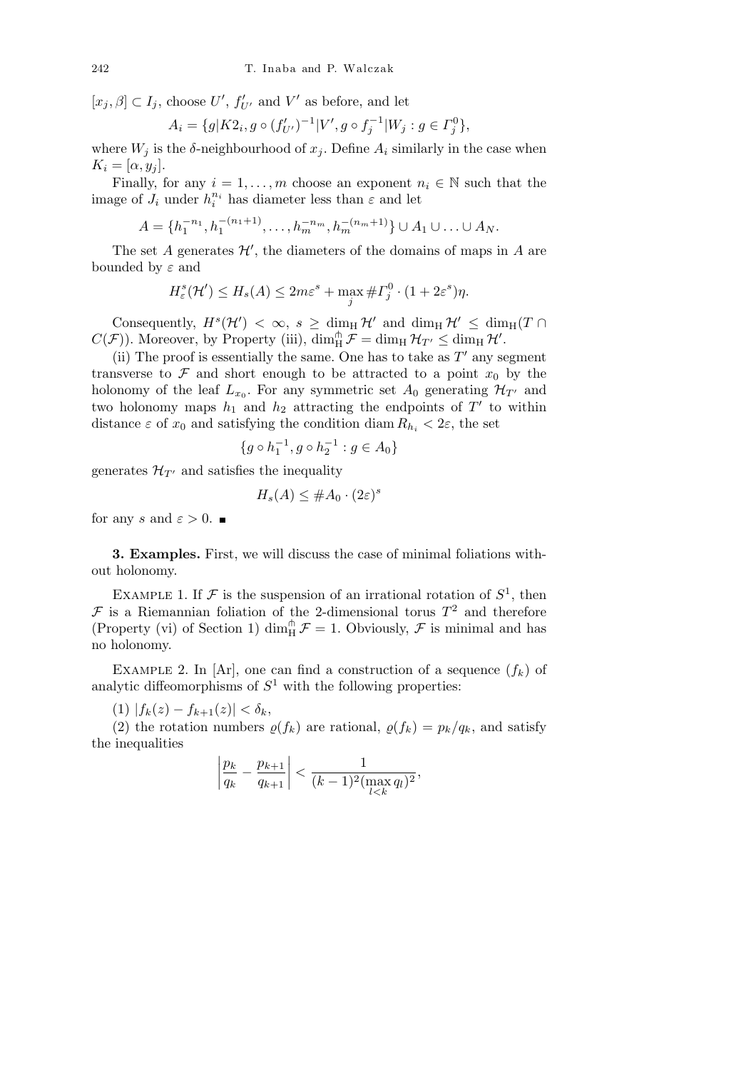$[x_j, \beta] \subset I_j$, choose $U'$, $f'_{U'}$ and $V'$ as before, and let

$$A_i = \{g|K2_i, g \circ (f'_{U'})^{-1}|V', g \circ f_j^{-1}|W_j : g \in \Gamma_j^0\},$$

where $W_j$ is the $\delta$-neighbourhood of $x_j$. Define $A_i$ similarly in the case when $K_i = [\alpha, y_j]$.

Finally, for any $i = 1, \ldots, m$ choose an exponent $n_i \in \mathbb{N}$ such that the image of $J_i$ under $h_i^{n_i}$ has diameter less than $\varepsilon$ and let

$$A = \{h_1^{-n_1}, h_1^{-(n_1+1)}, \ldots, h_m^{-n_m}, h_m^{-(n_m+1)}\} \cup A_1 \cup \ldots \cup A_N.$$

The set $A$ generates $\mathcal{H}'$, the diameters of the domains of maps in $A$ are bounded by $\varepsilon$ and

$$H_\varepsilon^s(\mathcal{H}') \le H_s(A) \le 2m\varepsilon^s + \max_j \# \Gamma_j^0 \cdot (1 + 2\varepsilon^s)\eta.$$

Consequently, $H^s(\mathcal{H}') < \infty$, $s \ge \dim_{\mathrm{H}} \mathcal{H}'$ and $\dim_{\mathrm{H}} \mathcal{H}' \le \dim_{\mathrm{H}}(T \cap C(\mathcal{F}))$. Moreover, by Property (iii), $\dim_{\mathrm{H}}^{\pitchfork} \mathcal{F} = \dim_{\mathrm{H}} \mathcal{H}_{T'} \le \dim_{\mathrm{H}} \mathcal{H}'$.

(ii) The proof is essentially the same. One has to take as $T'$ any segment transverse to $\mathcal{F}$ and short enough to be attracted to a point $x_0$ by the holonomy of the leaf $L_{x_0}$. For any symmetric set $A_0$ generating $\mathcal{H}_{T'}$ and two holonomy maps $h_1$ and $h_2$ attracting the endpoints of $T'$ to within distance $\varepsilon$ of $x_0$ and satisfying the condition $\operatorname{diam} R_{h_i} < 2\varepsilon$, the set

$$\{g \circ h_1^{-1}, g \circ h_2^{-1} : g \in A_0\}$$

generates $\mathcal{H}_{T'}$ and satisfies the inequality

$$H_s(A) \le \# A_0 \cdot (2\varepsilon)^s$$

for any $s$ and $\varepsilon > 0$. ∎

**3. Examples.** First, we will discuss the case of minimal foliations without holonomy.

Example 1. If $\mathcal{F}$ is the suspension of an irrational rotation of $S^1$, then $\mathcal{F}$ is a Riemannian foliation of the 2-dimensional torus $T^2$ and therefore (Property (vi) of Section 1) $\dim_{\mathrm{H}}^{\pitchfork} \mathcal{F} = 1$. Obviously, $\mathcal{F}$ is minimal and has no holonomy.

Example 2. In [Ar], one can find a construction of a sequence $(f_k)$ of analytic diffeomorphisms of $S^1$ with the following properties:

(1) $|f_k(z) - f_{k+1}(z)| < \delta_k$,

(2) the rotation numbers $\varrho(f_k)$ are rational, $\varrho(f_k) = p_k/q_k$, and satisfy the inequalities

$$\left| \frac{p_k}{q_k} - \frac{p_{k+1}}{q_{k+1}} \right| < \frac{1}{(k-1)^2 (\max\limits_{l<k} q_l)^2},$$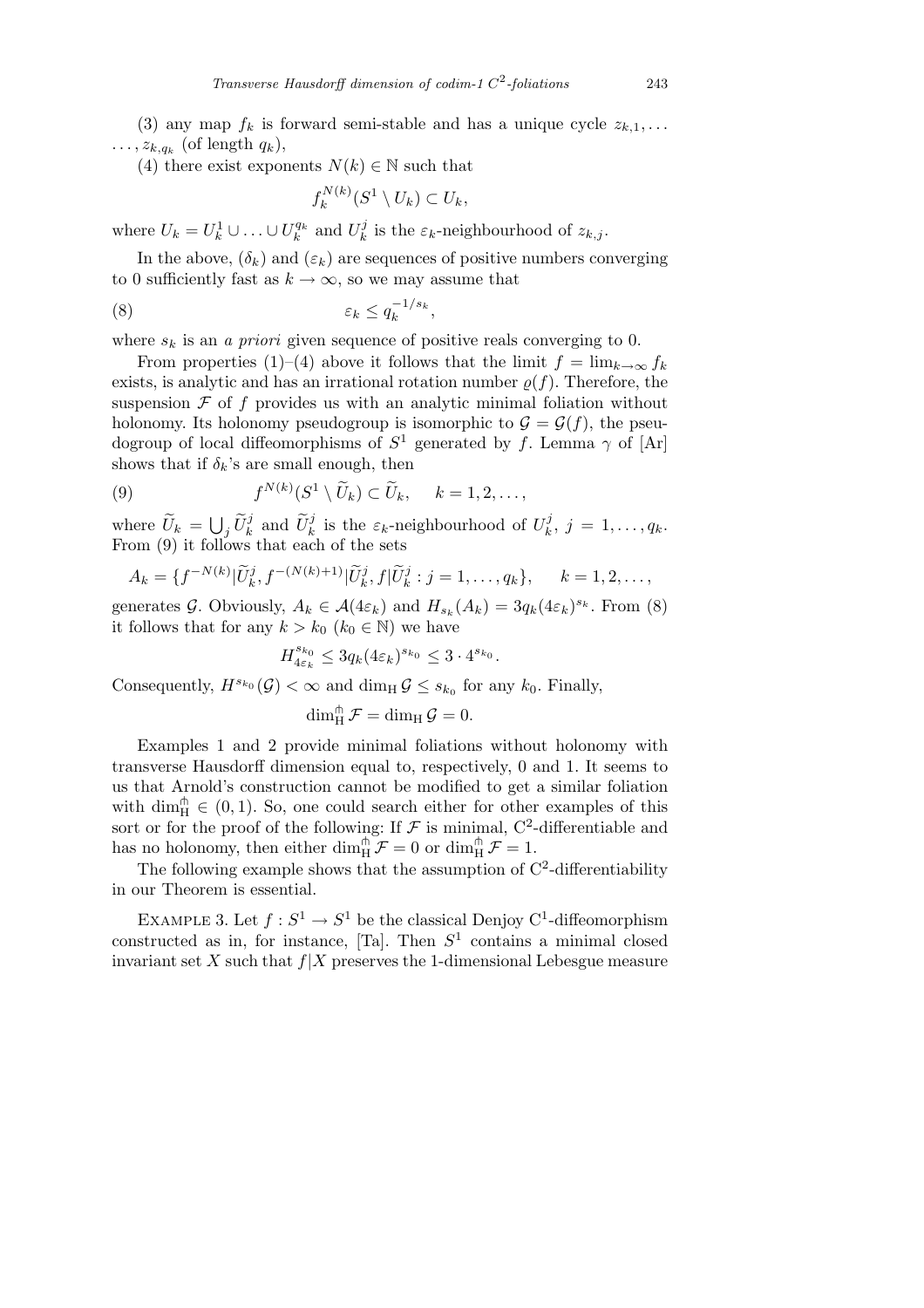(3) any map $f_k$ is forward semi-stable and has a unique cycle $z_{k,1}, \ldots, z_{k,q_k}$ (of length $q_k$),

(4) there exist exponents $N(k) \in \mathbb{N}$ such that

$$f_k^{N(k)}(S^1 \setminus U_k) \subset U_k,$$

where $U_k = U_k^1 \cup \ldots \cup U_k^{q_k}$ and $U_k^j$ is the $\varepsilon_k$-neighbourhood of $z_{k,j}$.

In the above, $(\delta_k)$ and $(\varepsilon_k)$ are sequences of positive numbers converging to 0 sufficiently fast as $k \to \infty$, so we may assume that

$$\varepsilon_k \leq q_k^{-1/s_k}, \tag{8}$$

where $s_k$ is an *a priori* given sequence of positive reals converging to 0.

From properties (1)–(4) above it follows that the limit $f = \lim_{k \to \infty} f_k$ exists, is analytic and has an irrational rotation number $\varrho(f)$. Therefore, the suspension $\mathcal{F}$ of $f$ provides us with an analytic minimal foliation without holonomy. Its holonomy pseudogroup is isomorphic to $\mathcal{G} = \mathcal{G}(f)$, the pseudogroup of local diffeomorphisms of $S^1$ generated by $f$. Lemma $\gamma$ of [Ar] shows that if $\delta_k$'s are small enough, then

$$f^{N(k)}(S^1 \setminus \widetilde{U}_k) \subset \widetilde{U}_k, \quad k = 1, 2, \ldots, \tag{9}$$

where $\widetilde{U}_k = \bigcup_j \widetilde{U}_k^j$ and $\widetilde{U}_k^j$ is the $\varepsilon_k$-neighbourhood of $U_k^j$, $j = 1, \ldots, q_k$. From (9) it follows that each of the sets

$$A_k = \{f^{-N(k)}|\widetilde{U}_k^j, f^{-(N(k)+1)}|\widetilde{U}_k^j, f|\widetilde{U}_k^j : j = 1, \ldots, q_k\}, \quad k = 1, 2, \ldots,$$

generates $\mathcal{G}$. Obviously, $A_k \in \mathcal{A}(4\varepsilon_k)$ and $H_{s_k}(A_k) = 3q_k(4\varepsilon_k)^{s_k}$. From (8) it follows that for any $k > k_0$ ($k_0 \in \mathbb{N}$) we have

$$H_{4\varepsilon_k}^{s_{k_0}} \leq 3q_k(4\varepsilon_k)^{s_{k_0}} \leq 3 \cdot 4^{s_{k_0}}.$$

Consequently, $H^{s_{k_0}}(\mathcal{G}) < \infty$ and $\dim_{\mathrm{H}} \mathcal{G} \leq s_{k_0}$ for any $k_0$. Finally,

$$\dim_{\mathrm{H}}^{\pitchfork} \mathcal{F} = \dim_{\mathrm{H}} \mathcal{G} = 0.$$

Examples 1 and 2 provide minimal foliations without holonomy with transverse Hausdorff dimension equal to, respectively, 0 and 1. It seems to us that Arnold's construction cannot be modified to get a similar foliation with $\dim_{\mathrm{H}}^{\pitchfork} \in (0,1)$. So, one could search either for other examples of this sort or for the proof of the following: If $\mathcal{F}$ is minimal, $\mathrm{C}^2$-differentiable and has no holonomy, then either $\dim_{\mathrm{H}}^{\pitchfork} \mathcal{F} = 0$ or $\dim_{\mathrm{H}}^{\pitchfork} \mathcal{F} = 1$.

The following example shows that the assumption of $\mathrm{C}^2$-differentiability in our Theorem is essential.

Example 3. Let $f : S^1 \to S^1$ be the classical Denjoy $\mathrm{C}^1$-diffeomorphism constructed as in, for instance, [Ta]. Then $S^1$ contains a minimal closed invariant set $X$ such that $f|X$ preserves the 1-dimensional Lebesgue measure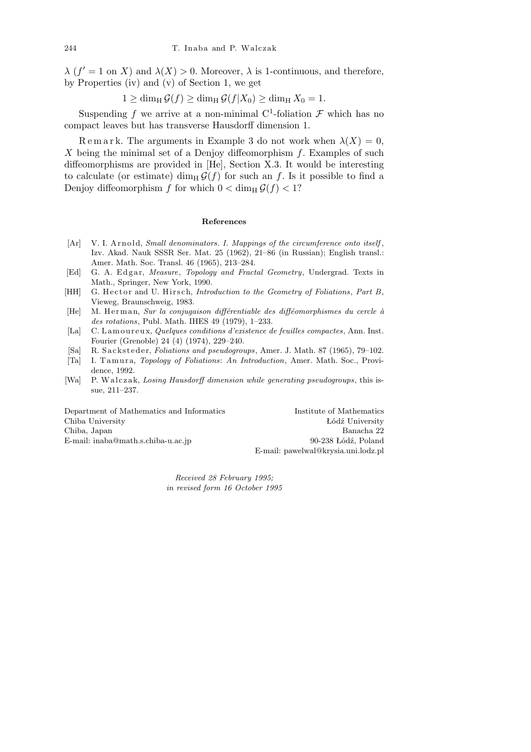$\lambda$ ($f' = 1$ on $X$) and $\lambda(X) > 0$. Moreover, $\lambda$ is 1-continuous, and therefore, by Properties (iv) and (v) of Section 1, we get

$$1 \geq \dim_{\mathrm{H}} \mathcal{G}(f) \geq \dim_{\mathrm{H}} \mathcal{G}(f|X_0) \geq \dim_{\mathrm{H}} X_0 = 1.$$

Suspending $f$ we arrive at a non-minimal $C^1$-foliation $\mathcal{F}$ which has no compact leaves but has transverse Hausdorff dimension 1.

Remark. The arguments in Example 3 do not work when $\lambda(X) = 0$, $X$ being the minimal set of a Denjoy diffeomorphism $f$. Examples of such diffeomorphisms are provided in [He], Section X.3. It would be interesting to calculate (or estimate) $\dim_{\mathrm{H}} \mathcal{G}(f)$ for such an $f$. Is it possible to find a Denjoy diffeomorphism $f$ for which $0 < \dim_{\mathrm{H}} \mathcal{G}(f) < 1$?

## References

- [Ar] V. I. Arnold, *Small denominators. I. Mappings of the circumference onto itself*, Izv. Akad. Nauk SSSR Ser. Mat. 25 (1962), 21–86 (in Russian); English transl.: Amer. Math. Soc. Transl. 46 (1965), 213–284.
- [Ed] G. A. Edgar, *Measure, Topology and Fractal Geometry*, Undergrad. Texts in Math., Springer, New York, 1990.
- [HH] G. Hector and U. Hirsch, *Introduction to the Geometry of Foliations, Part B*, Vieweg, Braunschweig, 1983.
- [He] M. Herman, *Sur la conjugaison différentiable des difféomorphismes du cercle à des rotations*, Publ. Math. IHES 49 (1979), 1–233.
- [La] C. Lamoureux, *Quelques conditions d'existence de feuilles compactes*, Ann. Inst. Fourier (Grenoble) 24 (4) (1974), 229–240.
- [Sa] R. Sacksteder, *Foliations and pseudogroups*, Amer. J. Math. 87 (1965), 79–102.
- [Ta] I. Tamura, *Topology of Foliations: An Introduction*, Amer. Math. Soc., Providence, 1992.
- [Wa] P. Walczak, *Losing Hausdorff dimension while generating pseudogroups*, this issue, 211–237.

Department of Mathematics and Informatics
Chiba University
Chiba, Japan
E-mail: inaba@math.s.chiba-u.ac.jp

Institute of Mathematics
Łódź University
Banacha 22
90-238 Łódź, Poland
E-mail: pawelwal@krysia.uni.lodz.pl

*Received 28 February 1995;*
*in revised form 16 October 1995*